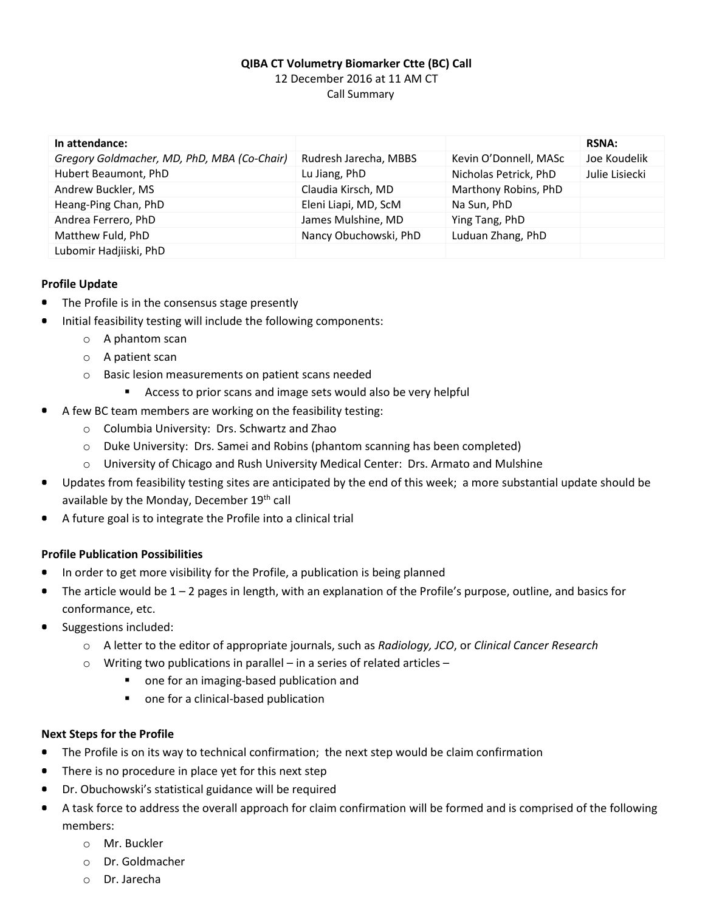**QIBA CT Volumetry Biomarker Ctte (BC) Call**

12 December 2016 at 11 AM CT

Call Summary

| In attendance: | | | RSNA: |
|---|---|---|---|
| *Gregory Goldmacher, MD, PhD, MBA (Co-Chair)* | Rudresh Jarecha, MBBS | Kevin O'Donnell, MASc | Joe Koudelik |
| Hubert Beaumont, PhD | Lu Jiang, PhD | Nicholas Petrick, PhD | Julie Lisiecki |
| Andrew Buckler, MS | Claudia Kirsch, MD | Marthony Robins, PhD | |
| Heang-Ping Chan, PhD | Eleni Liapi, MD, ScM | Na Sun, PhD | |
| Andrea Ferrero, PhD | James Mulshine, MD | Ying Tang, PhD | |
| Matthew Fuld, PhD | Nancy Obuchowski, PhD | Luduan Zhang, PhD | |
| Lubomir Hadjiiski, PhD | | | |

**Profile Update**

- The Profile is in the consensus stage presently
- Initial feasibility testing will include the following components:
  - A phantom scan
  - A patient scan
  - Basic lesion measurements on patient scans needed
    - Access to prior scans and image sets would also be very helpful
- A few BC team members are working on the feasibility testing:
  - Columbia University: Drs. Schwartz and Zhao
  - Duke University: Drs. Samei and Robins (phantom scanning has been completed)
  - University of Chicago and Rush University Medical Center: Drs. Armato and Mulshine
- Updates from feasibility testing sites are anticipated by the end of this week; a more substantial update should be available by the Monday, December 19th call
- A future goal is to integrate the Profile into a clinical trial

**Profile Publication Possibilities**

- In order to get more visibility for the Profile, a publication is being planned
- The article would be 1 – 2 pages in length, with an explanation of the Profile's purpose, outline, and basics for conformance, etc.
- Suggestions included:
  - A letter to the editor of appropriate journals, such as *Radiology, JCO*, or *Clinical Cancer Research*
  - Writing two publications in parallel – in a series of related articles –
    - one for an imaging-based publication and
    - one for a clinical-based publication

**Next Steps for the Profile**

- The Profile is on its way to technical confirmation; the next step would be claim confirmation
- There is no procedure in place yet for this next step
- Dr. Obuchowski's statistical guidance will be required
- A task force to address the overall approach for claim confirmation will be formed and is comprised of the following members:
  - Mr. Buckler
  - Dr. Goldmacher
  - Dr. Jarecha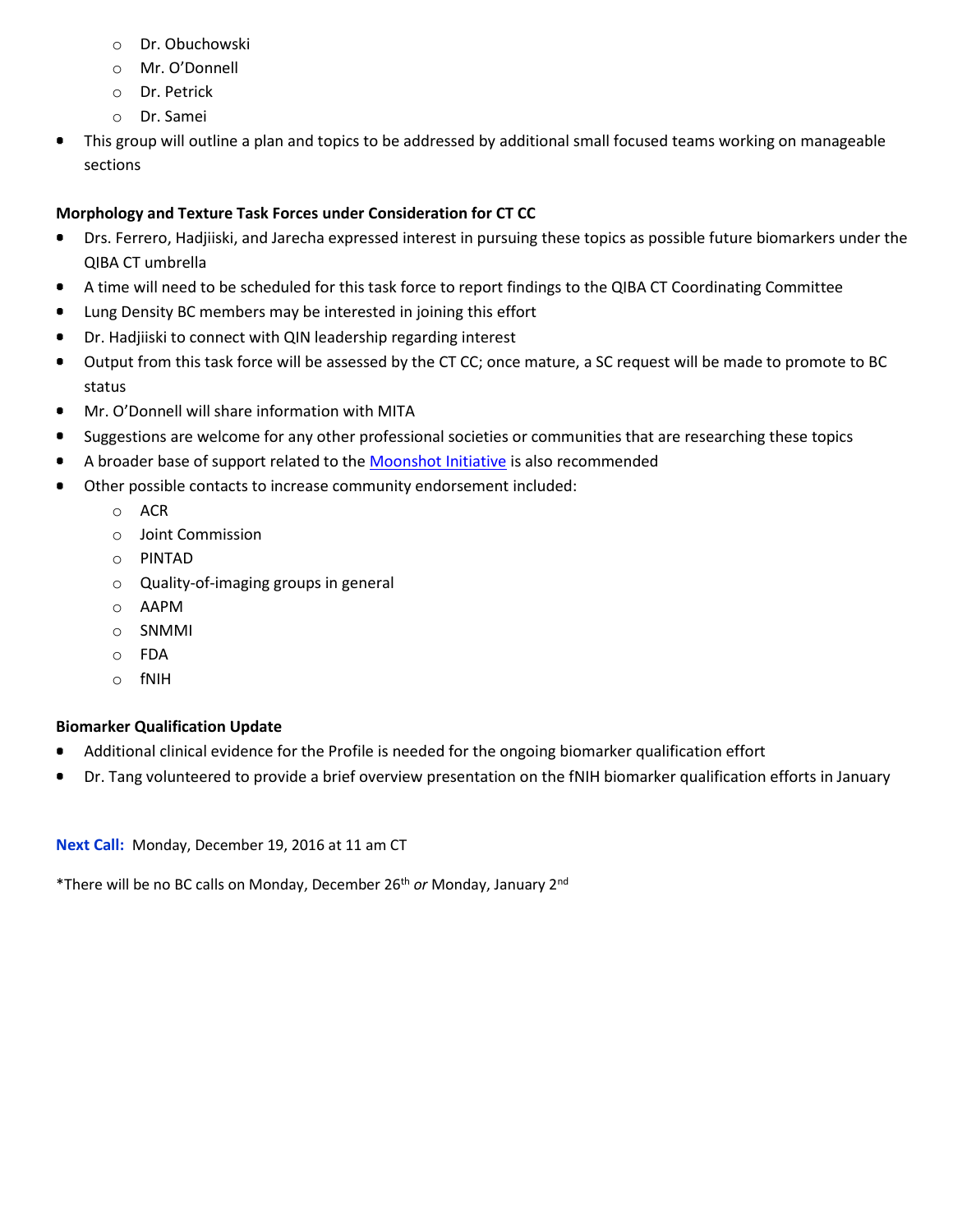- Dr. Obuchowski
    - Mr. O'Donnell
    - Dr. Petrick
    - Dr. Samei
- This group will outline a plan and topics to be addressed by additional small focused teams working on manageable sections

**Morphology and Texture Task Forces under Consideration for CT CC**

- Drs. Ferrero, Hadjiiski, and Jarecha expressed interest in pursuing these topics as possible future biomarkers under the QIBA CT umbrella
- A time will need to be scheduled for this task force to report findings to the QIBA CT Coordinating Committee
- Lung Density BC members may be interested in joining this effort
- Dr. Hadjiiski to connect with QIN leadership regarding interest
- Output from this task force will be assessed by the CT CC; once mature, a SC request will be made to promote to BC status
- Mr. O'Donnell will share information with MITA
- Suggestions are welcome for any other professional societies or communities that are researching these topics
- A broader base of support related to the Moonshot Initiative is also recommended
- Other possible contacts to increase community endorsement included:
    - ACR
    - Joint Commission
    - PINTAD
    - Quality-of-imaging groups in general
    - AAPM
    - SNMMI
    - FDA
    - fNIH

**Biomarker Qualification Update**

- Additional clinical evidence for the Profile is needed for the ongoing biomarker qualification effort
- Dr. Tang volunteered to provide a brief overview presentation on the fNIH biomarker qualification efforts in January

**Next Call:** Monday, December 19, 2016 at 11 am CT

*There will be no BC calls on Monday, December 26th *or* Monday, January 2nd